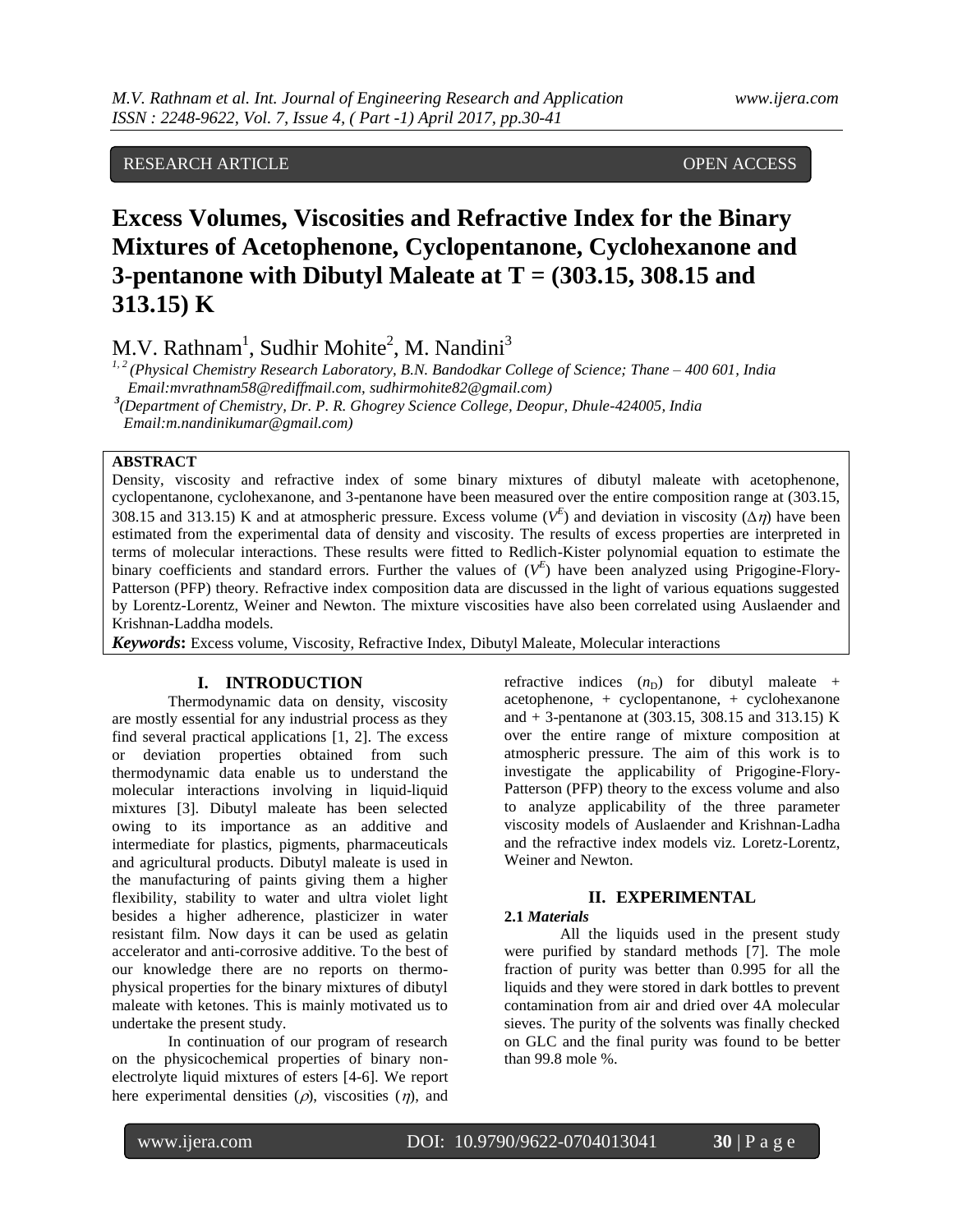RESEARCH ARTICLE OPEN ACCESS

# Excess Volumes, Viscosities and Refractive Index for the Binary Mixtures of Acetophenone, Cyclopentanone, Cyclohexanone and 3-pentanone with Dibutyl Maleate at T = (303.15, 308.15 and 313.15) K

M.V. Rathnam[1], Sudhir Mohite[2], M. Nandini[3]

[1, 2] *(Physical Chemistry Research Laboratory, B.N. Bandodkar College of Science; Thane – 400 601, India Email:mvrathnam58@rediffmail.com, sudhirmohite82@gmail.com)*

[3] *(Department of Chemistry, Dr. P. R. Ghogrey Science College, Deopur, Dhule-424005, India Email:m.nandinikumar@gmail.com)*

**ABSTRACT**

Density, viscosity and refractive index of some binary mixtures of dibutyl maleate with acetophenone, cyclopentanone, cyclohexanone, and 3-pentanone have been measured over the entire composition range at (303.15, 308.15 and 313.15) K and at atmospheric pressure. Excess volume ($V^E$) and deviation in viscosity ($\Delta\eta$) have been estimated from the experimental data of density and viscosity. The results of excess properties are interpreted in terms of molecular interactions. These results were fitted to Redlich-Kister polynomial equation to estimate the binary coefficients and standard errors. Further the values of ($V^E$) have been analyzed using Prigogine-Flory-Patterson (PFP) theory. Refractive index composition data are discussed in the light of various equations suggested by Lorentz-Lorentz, Weiner and Newton. The mixture viscosities have also been correlated using Auslaender and Krishnan-Laddha models.

***Keywords*:** Excess volume, Viscosity, Refractive Index, Dibutyl Maleate, Molecular interactions

## I. INTRODUCTION

Thermodynamic data on density, viscosity are mostly essential for any industrial process as they find several practical applications [1, 2]. The excess or deviation properties obtained from such thermodynamic data enable us to understand the molecular interactions involving in liquid-liquid mixtures [3]. Dibutyl maleate has been selected owing to its importance as an additive and intermediate for plastics, pigments, pharmaceuticals and agricultural products. Dibutyl maleate is used in the manufacturing of paints giving them a higher flexibility, stability to water and ultra violet light besides a higher adherence, plasticizer in water resistant film. Now days it can be used as gelatin accelerator and anti-corrosive additive. To the best of our knowledge there are no reports on thermo-physical properties for the binary mixtures of dibutyl maleate with ketones. This is mainly motivated us to undertake the present study.

In continuation of our program of research on the physicochemical properties of binary non-electrolyte liquid mixtures of esters [4-6]. We report here experimental densities ($\rho$), viscosities ($\eta$), and refractive indices ($n_D$) for dibutyl maleate + acetophenone, + cyclopentanone, + cyclohexanone and + 3-pentanone at (303.15, 308.15 and 313.15) K over the entire range of mixture composition at atmospheric pressure. The aim of this work is to investigate the applicability of Prigogine-Flory-Patterson (PFP) theory to the excess volume and also to analyze applicability of the three parameter viscosity models of Auslaender and Krishnan-Ladha and the refractive index models viz. Loretz-Lorentz, Weiner and Newton.

## II. EXPERIMENTAL

### 2.1 *Materials*

All the liquids used in the present study were purified by standard methods [7]. The mole fraction of purity was better than 0.995 for all the liquids and they were stored in dark bottles to prevent contamination from air and dried over 4A molecular sieves. The purity of the solvents was finally checked on GLC and the final purity was found to be better than 99.8 mole %.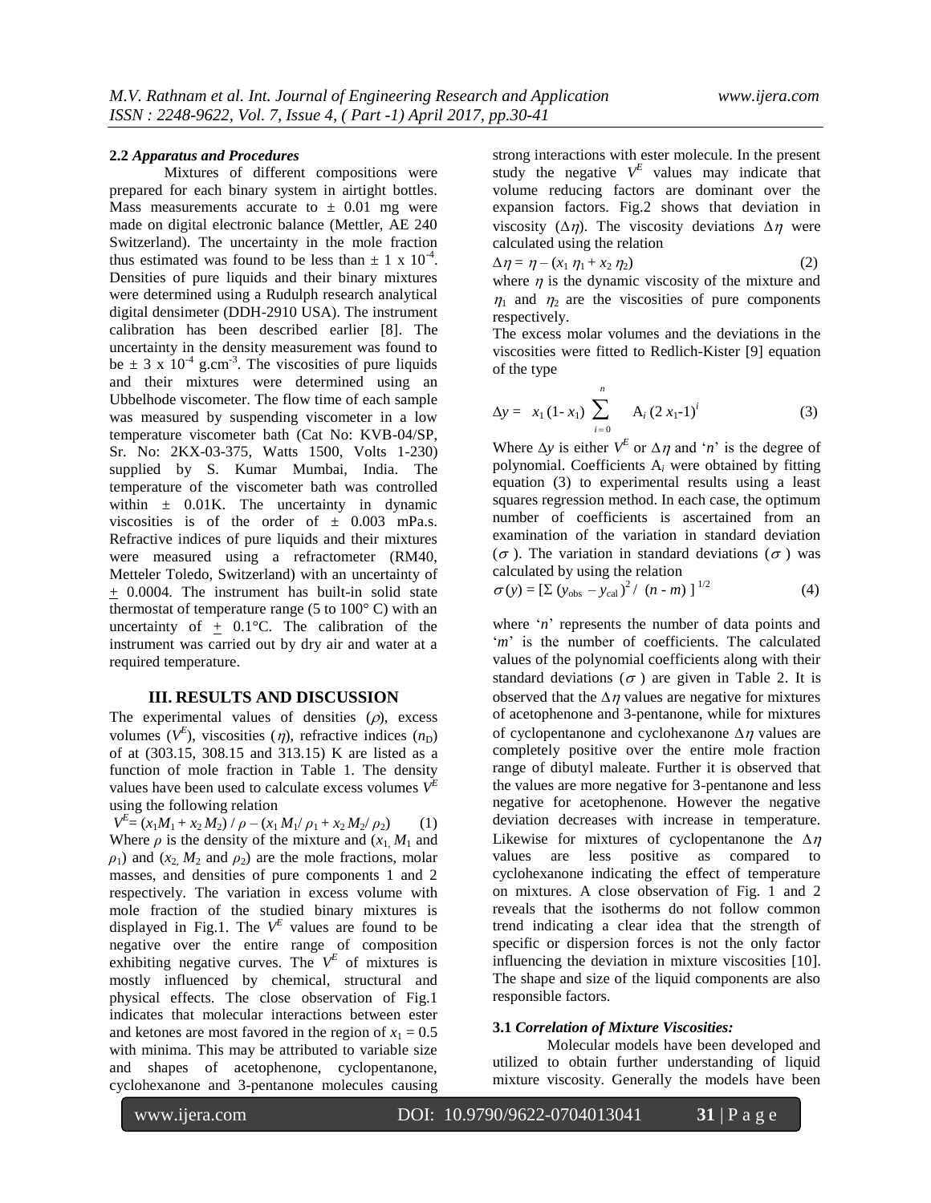### 2.2 *Apparatus and Procedures*

Mixtures of different compositions were prepared for each binary system in airtight bottles. Mass measurements accurate to ± 0.01 mg were made on digital electronic balance (Mettler, AE 240 Switzerland). The uncertainty in the mole fraction thus estimated was found to be less than $\pm 1 \times 10^{-4}$. Densities of pure liquids and their binary mixtures were determined using a Rudulph research analytical digital densimeter (DDH-2910 USA). The instrument calibration has been described earlier [8]. The uncertainty in the density measurement was found to be $\pm 3 \times 10^{-4}$ g.cm$^{-3}$. The viscosities of pure liquids and their mixtures were determined using an Ubbelhode viscometer. The flow time of each sample was measured by suspending viscometer in a low temperature viscometer bath (Cat No: KVB-04/SP, Sr. No: 2KX-03-375, Watts 1500, Volts 1-230) supplied by S. Kumar Mumbai, India. The temperature of the viscometer bath was controlled within ± 0.01K. The uncertainty in dynamic viscosities is of the order of ± 0.003 mPa.s. Refractive indices of pure liquids and their mixtures were measured using a refractometer (RM40, Metteler Toledo, Switzerland) with an uncertainty of ± 0.0004. The instrument has built-in solid state thermostat of temperature range (5 to 100° C) with an uncertainty of ± 0.1°C. The calibration of the instrument was carried out by dry air and water at a required temperature.

## III. RESULTS AND DISCUSSION

The experimental values of densities ($\rho$), excess volumes ($V^E$), viscosities ($\eta$), refractive indices ($n_D$) of at (303.15, 308.15 and 313.15) K are listed as a function of mole fraction in Table 1. The density values have been used to calculate excess volumes $V^E$ using the following relation

$$V^E = (x_1 M_1 + x_2 M_2) / \rho - (x_1 M_1/\rho_1 + x_2 M_2/\rho_2) \qquad (1)$$

Where $\rho$ is the density of the mixture and ($x_1$, $M_1$ and $\rho_1$) and ($x_2$, $M_2$ and $\rho_2$) are the mole fractions, molar masses, and densities of pure components 1 and 2 respectively. The variation in excess volume with mole fraction of the studied binary mixtures is displayed in Fig.1. The $V^E$ values are found to be negative over the entire range of composition exhibiting negative curves. The $V^E$ of mixtures is mostly influenced by chemical, structural and physical effects. The close observation of Fig.1 indicates that molecular interactions between ester and ketones are most favored in the region of $x_1 = 0.5$ with minima. This may be attributed to variable size and shapes of acetophenone, cyclopentanone, cyclohexanone and 3-pentanone molecules causing strong interactions with ester molecule. In the present study the negative $V^E$ values may indicate that volume reducing factors are dominant over the expansion factors. Fig.2 shows that deviation in viscosity ($\Delta\eta$). The viscosity deviations $\Delta\eta$ were calculated using the relation

$$\Delta\eta = \eta - (x_1 \eta_1 + x_2 \eta_2) \qquad (2)$$

where $\eta$ is the dynamic viscosity of the mixture and $\eta_1$ and $\eta_2$ are the viscosities of pure components respectively.

The excess molar volumes and the deviations in the viscosities were fitted to Redlich-Kister [9] equation of the type

$$\Delta y = x_1 (1 - x_1) \sum_{i=0}^{n} A_i (2x_1 - 1)^i \qquad (3)$$

Where $\Delta y$ is either $V^E$ or $\Delta\eta$ and '$n$' is the degree of polynomial. Coefficients $A_i$ were obtained by fitting equation (3) to experimental results using a least squares regression method. In each case, the optimum number of coefficients is ascertained from an examination of the variation in standard deviation ($\sigma$). The variation in standard deviations ($\sigma$) was calculated by using the relation

$$\sigma(y) = [\Sigma (y_{obs} - y_{cal})^2 / (n - m)]^{1/2} \qquad (4)$$

where '$n$' represents the number of data points and '$m$' is the number of coefficients. The calculated values of the polynomial coefficients along with their standard deviations ($\sigma$) are given in Table 2. It is observed that the $\Delta\eta$ values are negative for mixtures of acetophenone and 3-pentanone, while for mixtures of cyclopentanone and cyclohexanone $\Delta\eta$ values are completely positive over the entire mole fraction range of dibutyl maleate. Further it is observed that the values are more negative for 3-pentanone and less negative for acetophenone. However the negative deviation decreases with increase in temperature. Likewise for mixtures of cyclopentanone the $\Delta\eta$ values are less positive as compared to cyclohexanone indicating the effect of temperature on mixtures. A close observation of Fig. 1 and 2 reveals that the isotherms do not follow common trend indicating a clear idea that the strength of specific or dispersion forces is not the only factor influencing the deviation in mixture viscosities [10]. The shape and size of the liquid components are also responsible factors.

### 3.1 *Correlation of Mixture Viscosities:*

Molecular models have been developed and utilized to obtain further understanding of liquid mixture viscosity. Generally the models have been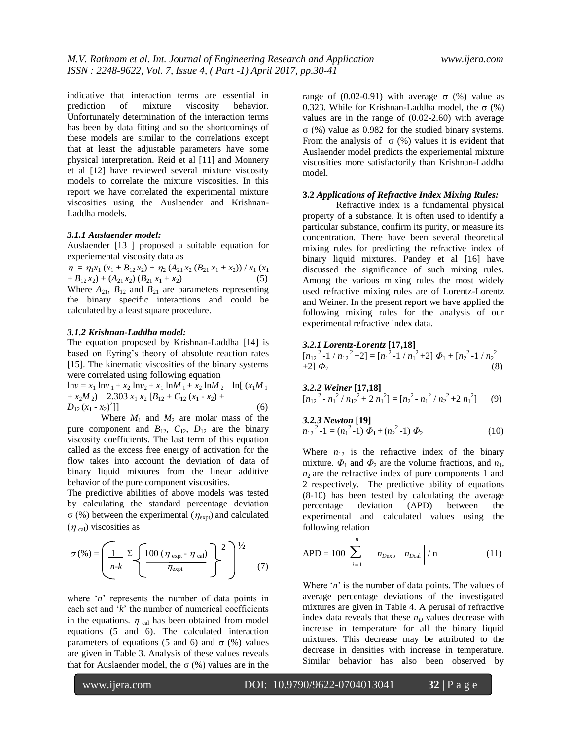indicative that interaction terms are essential in prediction of mixture viscosity behavior. Unfortunately determination of the interaction terms has been by data fitting and so the shortcomings of these models are similar to the correlations except that at least the adjustable parameters have some physical interpretation. Reid et al [11] and Monnery et al [12] have reviewed several mixture viscosity models to correlate the mixture viscosities. In this report we have correlated the experimental mixture viscosities using the Auslaender and Krishnan-Laddha models.

#### *3.1.1 Auslaender model:*

Auslaender [13 ] proposed a suitable equation for experiemental viscosity data as

$$\eta = \eta_1 x_1 (x_1 + B_{12} x_2) + \eta_2 (A_{21} x_2 (B_{21} x_1 + x_2)) / x_1 (x_1 + B_{12} x_2) + (A_{21} x_2)(B_{21} x_1 + x_2) \tag{5}$$

Where $A_{21}$, $B_{12}$ and $B_{21}$ are parameters representing the binary specific interactions and could be calculated by a least square procedure.

#### *3.1.2 Krishnan-Laddha model:*

The equation proposed by Krishnan-Laddha [14] is based on Eyring's theory of absolute reaction rates [15]. The kinematic viscosities of the binary systems were correlated using following equation

$$\ln\nu = x_1 \ln\nu_1 + x_2 \ln\nu_2 + x_1 \ln M_1 + x_2 \ln M_2 - \ln[(x_1 M_1 + x_2 M_2) - 2.303\, x_1 x_2 [B_{12} + C_{12}(x_1 - x_2) + D_{12}(x_1 - x_2)^2]] \tag{6}$$

Where $M_1$ and $M_2$ are molar mass of the pure component and $B_{12}$, $C_{12}$, $D_{12}$ are the binary viscosity coefficients. The last term of this equation called as the excess free energy of activation for the flow takes into account the deviation of data of binary liquid mixtures from the linear additive behavior of the pure component viscosities.

The predictive abilities of above models was tested by calculating the standard percentage deviation $\sigma$ (%) between the experimental ($\eta_{expt}$) and calculated ($\eta_{cal}$) viscosities as

$$\sigma(\%) = \left( \frac{1}{n-k} \Sigma \left\{ \frac{100\,(\eta_{expt} - \eta_{cal})}{\eta_{expt}} \right\}^2 \right)^{1/2} \tag{7}$$

where '*n*' represents the number of data points in each set and '*k*' the number of numerical coefficients in the equations. $\eta_{cal}$ has been obtained from model equations (5 and 6). The calculated interaction parameters of equations (5 and 6) and $\sigma$ (%) values are given in Table 3. Analysis of these values reveals that for Auslaender model, the $\sigma$ (%) values are in the range of (0.02-0.91) with average $\sigma$ (%) value as 0.323. While for Krishnan-Laddha model, the $\sigma$ (%) values are in the range of (0.02-2.60) with average $\sigma$ (%) value as 0.982 for the studied binary systems. From the analysis of $\sigma$ (%) values it is evident that Auslaender model predicts the experiemental mixture viscosities more satisfactorily than Krishnan-Laddha model.

### 3.2 *Applications of Refractive Index Mixing Rules:*

Refractive index is a fundamental physical property of a substance. It is often used to identify a particular substance, confirm its purity, or measure its concentration. There have been several theoretical mixing rules for predicting the refractive index of binary liquid mixtures. Pandey et al [16] have discussed the significance of such mixing rules. Among the various mixing rules the most widely used refractive mixing rules are of Lorentz-Lorentz and Weiner. In the present report we have applied the following mixing rules for the analysis of our experimental refractive index data.

#### *3.2.1 Lorentz-Lorentz* [17,18]

$$[n_{12}^2 - 1 / n_{12}^2 + 2] = [n_1^2 - 1 / n_1^2 + 2]\, \Phi_1 + [n_2^2 - 1 / n_2^2 + 2]\, \Phi_2 \tag{8}$$

#### *3.2.2 Weiner* [17,18]

$$[n_{12}^2 - n_1^2 / n_{12}^2 + 2\, n_1^2] = [n_2^2 - n_1^2 / n_2^2 + 2\, n_1^2] \tag{9}$$

#### *3.2.3 Newton* [19]

$$n_{12}^2 - 1 = (n_1^2 - 1)\, \Phi_1 + (n_2^2 - 1)\, \Phi_2 \tag{10}$$

Where $n_{12}$ is the refractive index of the binary mixture. $\Phi_1$ and $\Phi_2$ are the volume fractions, and $n_1$, $n_2$ are the refractive index of pure components 1 and 2 respectively. The predictive ability of equations (8-10) has been tested by calculating the average percentage deviation (APD) between the experimental and calculated values using the following relation

$$\text{APD} = 100 \sum_{i=1}^{n} \left| n_{D\exp} - n_{D\text{cal}} \right| / \text{n} \tag{11}$$

Where '*n*' is the number of data points. The values of average percentage deviations of the investigated mixtures are given in Table 4. A perusal of refractive index data reveals that these $n_D$ values decrease with increase in temperature for all the binary liquid mixtures. This decrease may be attributed to the decrease in densities with increase in temperature. Similar behavior has also been observed by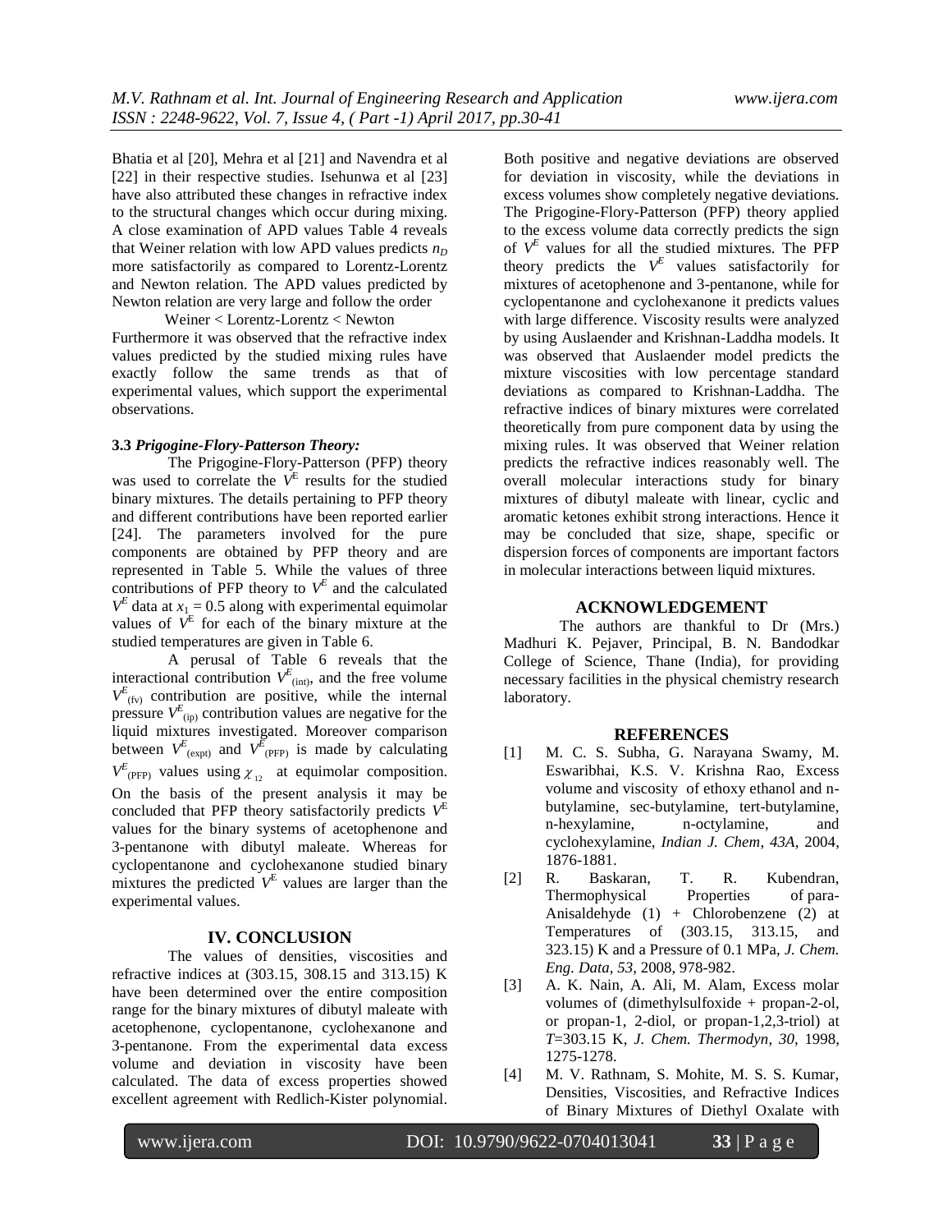Bhatia et al [20], Mehra et al [21] and Navendra et al [22] in their respective studies. Isehunwa et al [23] have also attributed these changes in refractive index to the structural changes which occur during mixing. A close examination of APD values Table 4 reveals that Weiner relation with low APD values predicts $n_D$ more satisfactorily as compared to Lorentz-Lorentz and Newton relation. The APD values predicted by Newton relation are very large and follow the order

Weiner < Lorentz-Lorentz < Newton

Furthermore it was observed that the refractive index values predicted by the studied mixing rules have exactly follow the same trends as that of experimental values, which support the experimental observations.

### 3.3 *Prigogine-Flory-Patterson Theory:*

The Prigogine-Flory-Patterson (PFP) theory was used to correlate the $V^E$ results for the studied binary mixtures. The details pertaining to PFP theory and different contributions have been reported earlier [24]. The parameters involved for the pure components are obtained by PFP theory and are represented in Table 5. While the values of three contributions of PFP theory to $V^E$ and the calculated $V^E$ data at $x_1 = 0.5$ along with experimental equimolar values of $V^E$ for each of the binary mixture at the studied temperatures are given in Table 6.

A perusal of Table 6 reveals that the interactional contribution $V^E_{(int)}$, and the free volume $V^E_{(fv)}$ contribution are positive, while the internal pressure $V^E_{(ip)}$ contribution values are negative for the liquid mixtures investigated. Moreover comparison between $V^E_{(expt)}$ and $V^E_{(PFP)}$ is made by calculating $V^E_{(PFP)}$ values using $\chi_{12}$ at equimolar composition. On the basis of the present analysis it may be concluded that PFP theory satisfactorily predicts $V^E$ values for the binary systems of acetophenone and 3-pentanone with dibutyl maleate. Whereas for cyclopentanone and cyclohexanone studied binary mixtures the predicted $V^E$ values are larger than the experimental values.

## IV. CONCLUSION

The values of densities, viscosities and refractive indices at (303.15, 308.15 and 313.15) K have been determined over the entire composition range for the binary mixtures of dibutyl maleate with acetophenone, cyclopentanone, cyclohexanone and 3-pentanone. From the experimental data excess volume and deviation in viscosity have been calculated. The data of excess properties showed excellent agreement with Redlich-Kister polynomial. Both positive and negative deviations are observed for deviation in viscosity, while the deviations in excess volumes show completely negative deviations. The Prigogine-Flory-Patterson (PFP) theory applied to the excess volume data correctly predicts the sign of $V^E$ values for all the studied mixtures. The PFP theory predicts the $V^E$ values satisfactorily for mixtures of acetophenone and 3-pentanone, while for cyclopentanone and cyclohexanone it predicts values with large difference. Viscosity results were analyzed by using Auslaender and Krishnan-Laddha models. It was observed that Auslaender model predicts the mixture viscosities with low percentage standard deviations as compared to Krishnan-Laddha. The refractive indices of binary mixtures were correlated theoretically from pure component data by using the mixing rules. It was observed that Weiner relation predicts the refractive indices reasonably well. The overall molecular interactions study for binary mixtures of dibutyl maleate with linear, cyclic and aromatic ketones exhibit strong interactions. Hence it may be concluded that size, shape, specific or dispersion forces of components are important factors in molecular interactions between liquid mixtures.

## ACKNOWLEDGEMENT

The authors are thankful to Dr (Mrs.) Madhuri K. Pejaver, Principal, B. N. Bandodkar College of Science, Thane (India), for providing necessary facilities in the physical chemistry research laboratory.

## REFERENCES

[1] M. C. S. Subha, G. Narayana Swamy, M. Eswaribhai, K.S. V. Krishna Rao, Excess volume and viscosity of ethoxy ethanol and n-butylamine, sec-butylamine, tert-butylamine, n-hexylamine, n-octylamine, and cyclohexylamine, *Indian J. Chem*, *43A*, 2004, 1876-1881.

[2] R. Baskaran, T. R. Kubendran, Thermophysical Properties of para-Anisaldehyde (1) + Chlorobenzene (2) at Temperatures of (303.15, 313.15, and 323.15) K and a Pressure of 0.1 MPa, *J. Chem. Eng. Data*, *53*, 2008, 978-982.

[3] A. K. Nain, A. Ali, M. Alam, Excess molar volumes of (dimethylsulfoxide + propan-2-ol, or propan-1, 2-diol, or propan-1,2,3-triol) at *T*=303.15 K, *J. Chem. Thermodyn*, *30*, 1998, 1275-1278.

[4] M. V. Rathnam, S. Mohite, M. S. S. Kumar, Densities, Viscosities, and Refractive Indices of Binary Mixtures of Diethyl Oxalate with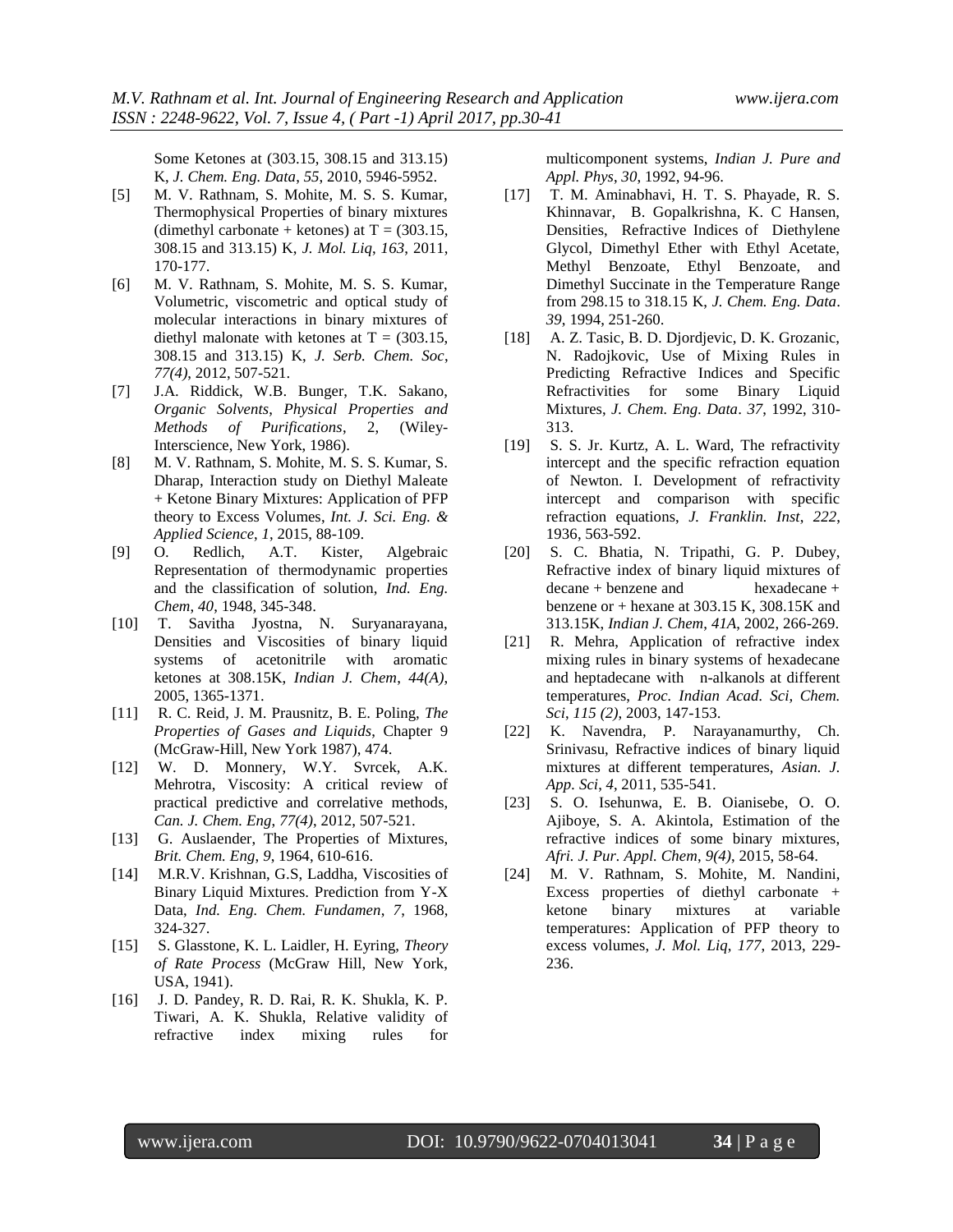Some Ketones at (303.15, 308.15 and 313.15) K, *J. Chem. Eng. Data*, *55*, 2010, 5946-5952.

- [5] M. V. Rathnam, S. Mohite, M. S. S. Kumar, Thermophysical Properties of binary mixtures (dimethyl carbonate + ketones) at T = (303.15, 308.15 and 313.15) K, *J. Mol. Liq*, *163*, 2011, 170-177.
- [6] M. V. Rathnam, S. Mohite, M. S. S. Kumar, Volumetric, viscometric and optical study of molecular interactions in binary mixtures of diethyl malonate with ketones at T = (303.15, 308.15 and 313.15) K, *J. Serb. Chem. Soc*, *77(4)*, 2012, 507-521.
- [7] J.A. Riddick, W.B. Bunger, T.K. Sakano, *Organic Solvents, Physical Properties and Methods of Purifications*, 2, (Wiley-Interscience, New York, 1986).
- [8] M. V. Rathnam, S. Mohite, M. S. S. Kumar, S. Dharap, Interaction study on Diethyl Maleate + Ketone Binary Mixtures: Application of PFP theory to Excess Volumes, *Int. J. Sci. Eng. & Applied Science*, *1*, 2015, 88-109.
- [9] O. Redlich, A.T. Kister, Algebraic Representation of thermodynamic properties and the classification of solution, *Ind. Eng. Chem*, *40*, 1948, 345-348.
- [10] T. Savitha Jyostna, N. Suryanarayana, Densities and Viscosities of binary liquid systems of acetonitrile with aromatic ketones at 308.15K, *Indian J. Chem*, *44(A)*, 2005, 1365-1371.
- [11] R. C. Reid, J. M. Prausnitz, B. E. Poling, *The Properties of Gases and Liquids*, Chapter 9 (McGraw-Hill, New York 1987), 474.
- [12] W. D. Monnery, W.Y. Svrcek, A.K. Mehrotra, Viscosity: A critical review of practical predictive and correlative methods, *Can. J. Chem. Eng*, *77(4)*, 2012, 507-521.
- [13] G. Auslaender, The Properties of Mixtures, *Brit. Chem. Eng*, *9*, 1964, 610-616.
- [14] M.R.V. Krishnan, G.S, Laddha, Viscosities of Binary Liquid Mixtures. Prediction from Y-X Data, *Ind. Eng. Chem. Fundamen*, *7*, 1968, 324-327.
- [15] S. Glasstone, K. L. Laidler, H. Eyring, *Theory of Rate Process* (McGraw Hill, New York, USA, 1941).
- [16] J. D. Pandey, R. D. Rai, R. K. Shukla, K. P. Tiwari, A. K. Shukla, Relative validity of refractive index mixing rules for multicomponent systems, *Indian J. Pure and Appl. Phys*, *30*, 1992, 94-96.
- [17] T. M. Aminabhavi, H. T. S. Phayade, R. S. Khinnavar, B. Gopalkrishna, K. C Hansen, Densities, Refractive Indices of Diethylene Glycol, Dimethyl Ether with Ethyl Acetate, Methyl Benzoate, Ethyl Benzoate, and Dimethyl Succinate in the Temperature Range from 298.15 to 318.15 K, *J. Chem. Eng. Data*. *39*, 1994, 251-260.
- [18] A. Z. Tasic, B. D. Djordjevic, D. K. Grozanic, N. Radojkovic, Use of Mixing Rules in Predicting Refractive Indices and Specific Refractivities for some Binary Liquid Mixtures, *J. Chem. Eng. Data*. *37*, 1992, 310-313.
- [19] S. S. Jr. Kurtz, A. L. Ward, The refractivity intercept and the specific refraction equation of Newton. I. Development of refractivity intercept and comparison with specific refraction equations, *J. Franklin. Inst*, *222*, 1936, 563-592.
- [20] S. C. Bhatia, N. Tripathi, G. P. Dubey, Refractive index of binary liquid mixtures of decane + benzene and hexadecane + benzene or + hexane at 303.15 K, 308.15K and 313.15K, *Indian J. Chem*, *41A*, 2002, 266-269.
- [21] R. Mehra, Application of refractive index mixing rules in binary systems of hexadecane and heptadecane with n-alkanols at different temperatures, *Proc. Indian Acad. Sci, Chem. Sci*, *115 (2)*, 2003, 147-153.
- [22] K. Navendra, P. Narayanamurthy, Ch. Srinivasu, Refractive indices of binary liquid mixtures at different temperatures, *Asian. J. App. Sci*, *4*, 2011, 535-541.
- [23] S. O. Isehunwa, E. B. Oianisebe, O. O. Ajiboye, S. A. Akintola, Estimation of the refractive indices of some binary mixtures, *Afri. J. Pur. Appl. Chem*, *9(4)*, 2015, 58-64.
- [24] M. V. Rathnam, S. Mohite, M. Nandini, Excess properties of diethyl carbonate + ketone binary mixtures at variable temperatures: Application of PFP theory to excess volumes, *J. Mol. Liq*, *177*, 2013, 229-236.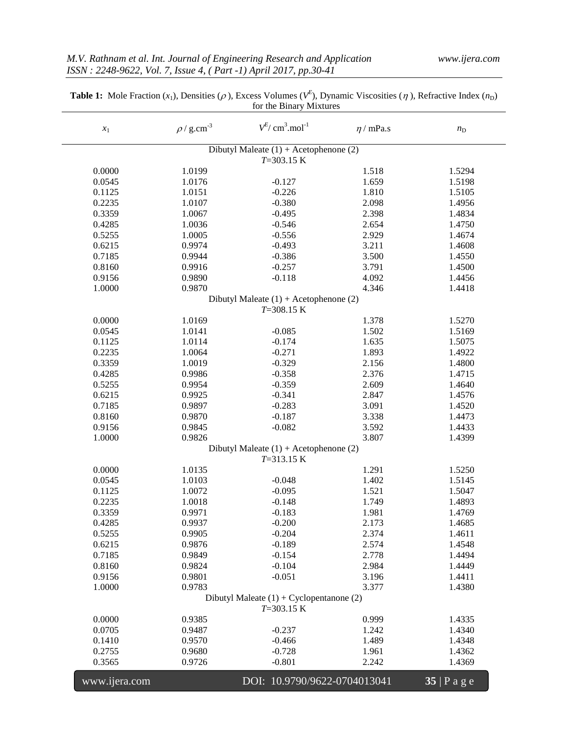**Table 1:** Mole Fraction ($x_1$), Densities ($\rho$), Excess Volumes ($V^E$), Dynamic Viscosities ($\eta$), Refractive Index ($n_D$) for the Binary Mixtures

| $x_1$ | $\rho$ / g.cm$^{-3}$ | $V^E$/ cm$^3$.mol$^{-1}$ | $\eta$ / mPa.s | $n_D$ |
|---|---|---|---|---|
| | | Dibutyl Maleate (1) + Acetophenone (2) $T$=303.15 K | | |
| 0.0000 | 1.0199 | | 1.518 | 1.5294 |
| 0.0545 | 1.0176 | -0.127 | 1.659 | 1.5198 |
| 0.1125 | 1.0151 | -0.226 | 1.810 | 1.5105 |
| 0.2235 | 1.0107 | -0.380 | 2.098 | 1.4956 |
| 0.3359 | 1.0067 | -0.495 | 2.398 | 1.4834 |
| 0.4285 | 1.0036 | -0.546 | 2.654 | 1.4750 |
| 0.5255 | 1.0005 | -0.556 | 2.929 | 1.4674 |
| 0.6215 | 0.9974 | -0.493 | 3.211 | 1.4608 |
| 0.7185 | 0.9944 | -0.386 | 3.500 | 1.4550 |
| 0.8160 | 0.9916 | -0.257 | 3.791 | 1.4500 |
| 0.9156 | 0.9890 | -0.118 | 4.092 | 1.4456 |
| 1.0000 | 0.9870 | | 4.346 | 1.4418 |
| | | Dibutyl Maleate (1) + Acetophenone (2) $T$=308.15 K | | |
| 0.0000 | 1.0169 | | 1.378 | 1.5270 |
| 0.0545 | 1.0141 | -0.085 | 1.502 | 1.5169 |
| 0.1125 | 1.0114 | -0.174 | 1.635 | 1.5075 |
| 0.2235 | 1.0064 | -0.271 | 1.893 | 1.4922 |
| 0.3359 | 1.0019 | -0.329 | 2.156 | 1.4800 |
| 0.4285 | 0.9986 | -0.358 | 2.376 | 1.4715 |
| 0.5255 | 0.9954 | -0.359 | 2.609 | 1.4640 |
| 0.6215 | 0.9925 | -0.341 | 2.847 | 1.4576 |
| 0.7185 | 0.9897 | -0.283 | 3.091 | 1.4520 |
| 0.8160 | 0.9870 | -0.187 | 3.338 | 1.4473 |
| 0.9156 | 0.9845 | -0.082 | 3.592 | 1.4433 |
| 1.0000 | 0.9826 | | 3.807 | 1.4399 |
| | | Dibutyl Maleate (1) + Acetophenone (2) $T$=313.15 K | | |
| 0.0000 | 1.0135 | | 1.291 | 1.5250 |
| 0.0545 | 1.0103 | -0.048 | 1.402 | 1.5145 |
| 0.1125 | 1.0072 | -0.095 | 1.521 | 1.5047 |
| 0.2235 | 1.0018 | -0.148 | 1.749 | 1.4893 |
| 0.3359 | 0.9971 | -0.183 | 1.981 | 1.4769 |
| 0.4285 | 0.9937 | -0.200 | 2.173 | 1.4685 |
| 0.5255 | 0.9905 | -0.204 | 2.374 | 1.4611 |
| 0.6215 | 0.9876 | -0.189 | 2.574 | 1.4548 |
| 0.7185 | 0.9849 | -0.154 | 2.778 | 1.4494 |
| 0.8160 | 0.9824 | -0.104 | 2.984 | 1.4449 |
| 0.9156 | 0.9801 | -0.051 | 3.196 | 1.4411 |
| 1.0000 | 0.9783 | | 3.377 | 1.4380 |
| | | Dibutyl Maleate (1) + Cyclopentanone (2) $T$=303.15 K | | |
| 0.0000 | 0.9385 | | 0.999 | 1.4335 |
| 0.0705 | 0.9487 | -0.237 | 1.242 | 1.4340 |
| 0.1410 | 0.9570 | -0.466 | 1.489 | 1.4348 |
| 0.2755 | 0.9680 | -0.728 | 1.961 | 1.4362 |
| 0.3565 | 0.9726 | -0.801 | 2.242 | 1.4369 |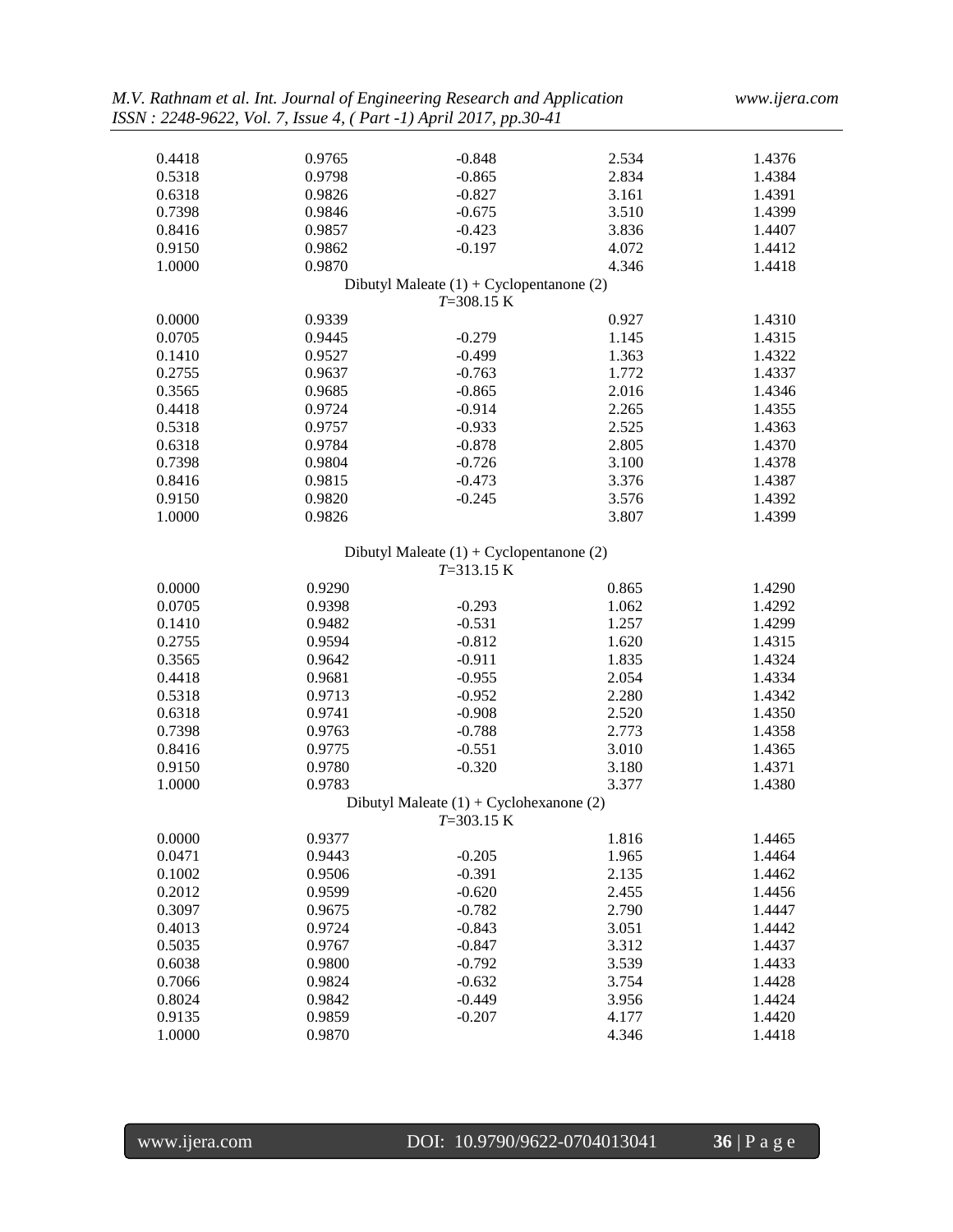| | | | | |
|---|---|---|---|---|
| 0.4418 | 0.9765 | -0.848 | 2.534 | 1.4376 |
| 0.5318 | 0.9798 | -0.865 | 2.834 | 1.4384 |
| 0.6318 | 0.9826 | -0.827 | 3.161 | 1.4391 |
| 0.7398 | 0.9846 | -0.675 | 3.510 | 1.4399 |
| 0.8416 | 0.9857 | -0.423 | 3.836 | 1.4407 |
| 0.9150 | 0.9862 | -0.197 | 4.072 | 1.4412 |
| 1.0000 | 0.9870 | | 4.346 | 1.4418 |
| | | Dibutyl Maleate (1) + Cyclopentanone (2) *T*=308.15 K | | |
| 0.0000 | 0.9339 | | 0.927 | 1.4310 |
| 0.0705 | 0.9445 | -0.279 | 1.145 | 1.4315 |
| 0.1410 | 0.9527 | -0.499 | 1.363 | 1.4322 |
| 0.2755 | 0.9637 | -0.763 | 1.772 | 1.4337 |
| 0.3565 | 0.9685 | -0.865 | 2.016 | 1.4346 |
| 0.4418 | 0.9724 | -0.914 | 2.265 | 1.4355 |
| 0.5318 | 0.9757 | -0.933 | 2.525 | 1.4363 |
| 0.6318 | 0.9784 | -0.878 | 2.805 | 1.4370 |
| 0.7398 | 0.9804 | -0.726 | 3.100 | 1.4378 |
| 0.8416 | 0.9815 | -0.473 | 3.376 | 1.4387 |
| 0.9150 | 0.9820 | -0.245 | 3.576 | 1.4392 |
| 1.0000 | 0.9826 | | 3.807 | 1.4399 |
| | | Dibutyl Maleate (1) + Cyclopentanone (2) *T*=313.15 K | | |
| 0.0000 | 0.9290 | | 0.865 | 1.4290 |
| 0.0705 | 0.9398 | -0.293 | 1.062 | 1.4292 |
| 0.1410 | 0.9482 | -0.531 | 1.257 | 1.4299 |
| 0.2755 | 0.9594 | -0.812 | 1.620 | 1.4315 |
| 0.3565 | 0.9642 | -0.911 | 1.835 | 1.4324 |
| 0.4418 | 0.9681 | -0.955 | 2.054 | 1.4334 |
| 0.5318 | 0.9713 | -0.952 | 2.280 | 1.4342 |
| 0.6318 | 0.9741 | -0.908 | 2.520 | 1.4350 |
| 0.7398 | 0.9763 | -0.788 | 2.773 | 1.4358 |
| 0.8416 | 0.9775 | -0.551 | 3.010 | 1.4365 |
| 0.9150 | 0.9780 | -0.320 | 3.180 | 1.4371 |
| 1.0000 | 0.9783 | | 3.377 | 1.4380 |
| | | Dibutyl Maleate (1) + Cyclohexanone (2) *T*=303.15 K | | |
| 0.0000 | 0.9377 | | 1.816 | 1.4465 |
| 0.0471 | 0.9443 | -0.205 | 1.965 | 1.4464 |
| 0.1002 | 0.9506 | -0.391 | 2.135 | 1.4462 |
| 0.2012 | 0.9599 | -0.620 | 2.455 | 1.4456 |
| 0.3097 | 0.9675 | -0.782 | 2.790 | 1.4447 |
| 0.4013 | 0.9724 | -0.843 | 3.051 | 1.4442 |
| 0.5035 | 0.9767 | -0.847 | 3.312 | 1.4437 |
| 0.6038 | 0.9800 | -0.792 | 3.539 | 1.4433 |
| 0.7066 | 0.9824 | -0.632 | 3.754 | 1.4428 |
| 0.8024 | 0.9842 | -0.449 | 3.956 | 1.4424 |
| 0.9135 | 0.9859 | -0.207 | 4.177 | 1.4420 |
| 1.0000 | 0.9870 | | 4.346 | 1.4418 |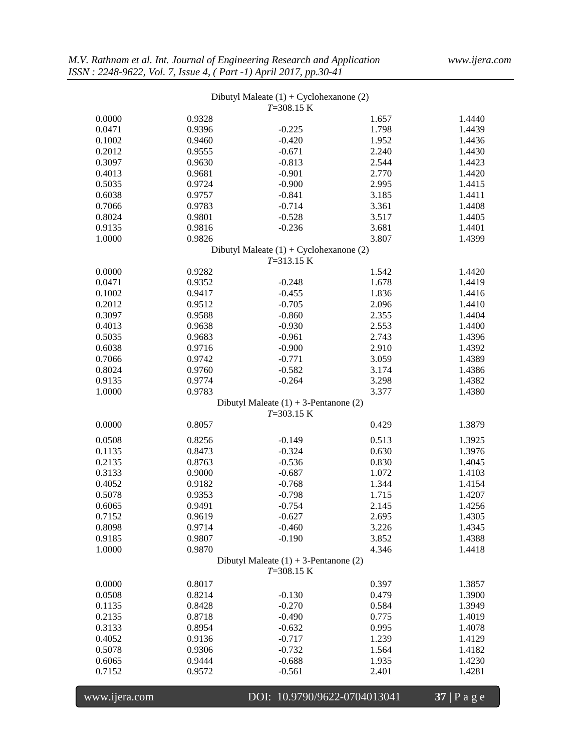| | | | | |
|---|---|---|---|---|
| | | Dibutyl Maleate (1) + Cyclohexanone (2) $T$=308.15 K | | |
| 0.0000 | 0.9328 | | 1.657 | 1.4440 |
| 0.0471 | 0.9396 | -0.225 | 1.798 | 1.4439 |
| 0.1002 | 0.9460 | -0.420 | 1.952 | 1.4436 |
| 0.2012 | 0.9555 | -0.671 | 2.240 | 1.4430 |
| 0.3097 | 0.9630 | -0.813 | 2.544 | 1.4423 |
| 0.4013 | 0.9681 | -0.901 | 2.770 | 1.4420 |
| 0.5035 | 0.9724 | -0.900 | 2.995 | 1.4415 |
| 0.6038 | 0.9757 | -0.841 | 3.185 | 1.4411 |
| 0.7066 | 0.9783 | -0.714 | 3.361 | 1.4408 |
| 0.8024 | 0.9801 | -0.528 | 3.517 | 1.4405 |
| 0.9135 | 0.9816 | -0.236 | 3.681 | 1.4401 |
| 1.0000 | 0.9826 | | 3.807 | 1.4399 |
| | | Dibutyl Maleate (1) + Cyclohexanone (2) $T$=313.15 K | | |
| 0.0000 | 0.9282 | | 1.542 | 1.4420 |
| 0.0471 | 0.9352 | -0.248 | 1.678 | 1.4419 |
| 0.1002 | 0.9417 | -0.455 | 1.836 | 1.4416 |
| 0.2012 | 0.9512 | -0.705 | 2.096 | 1.4410 |
| 0.3097 | 0.9588 | -0.860 | 2.355 | 1.4404 |
| 0.4013 | 0.9638 | -0.930 | 2.553 | 1.4400 |
| 0.5035 | 0.9683 | -0.961 | 2.743 | 1.4396 |
| 0.6038 | 0.9716 | -0.900 | 2.910 | 1.4392 |
| 0.7066 | 0.9742 | -0.771 | 3.059 | 1.4389 |
| 0.8024 | 0.9760 | -0.582 | 3.174 | 1.4386 |
| 0.9135 | 0.9774 | -0.264 | 3.298 | 1.4382 |
| 1.0000 | 0.9783 | | 3.377 | 1.4380 |
| | | Dibutyl Maleate (1) + 3-Pentanone (2) $T$=303.15 K | | |
| 0.0000 | 0.8057 | | 0.429 | 1.3879 |
| 0.0508 | 0.8256 | -0.149 | 0.513 | 1.3925 |
| 0.1135 | 0.8473 | -0.324 | 0.630 | 1.3976 |
| 0.2135 | 0.8763 | -0.536 | 0.830 | 1.4045 |
| 0.3133 | 0.9000 | -0.687 | 1.072 | 1.4103 |
| 0.4052 | 0.9182 | -0.768 | 1.344 | 1.4154 |
| 0.5078 | 0.9353 | -0.798 | 1.715 | 1.4207 |
| 0.6065 | 0.9491 | -0.754 | 2.145 | 1.4256 |
| 0.7152 | 0.9619 | -0.627 | 2.695 | 1.4305 |
| 0.8098 | 0.9714 | -0.460 | 3.226 | 1.4345 |
| 0.9185 | 0.9807 | -0.190 | 3.852 | 1.4388 |
| 1.0000 | 0.9870 | | 4.346 | 1.4418 |
| | | Dibutyl Maleate (1) + 3-Pentanone (2) $T$=308.15 K | | |
| 0.0000 | 0.8017 | | 0.397 | 1.3857 |
| 0.0508 | 0.8214 | -0.130 | 0.479 | 1.3900 |
| 0.1135 | 0.8428 | -0.270 | 0.584 | 1.3949 |
| 0.2135 | 0.8718 | -0.490 | 0.775 | 1.4019 |
| 0.3133 | 0.8954 | -0.632 | 0.995 | 1.4078 |
| 0.4052 | 0.9136 | -0.717 | 1.239 | 1.4129 |
| 0.5078 | 0.9306 | -0.732 | 1.564 | 1.4182 |
| 0.6065 | 0.9444 | -0.688 | 1.935 | 1.4230 |
| 0.7152 | 0.9572 | -0.561 | 2.401 | 1.4281 |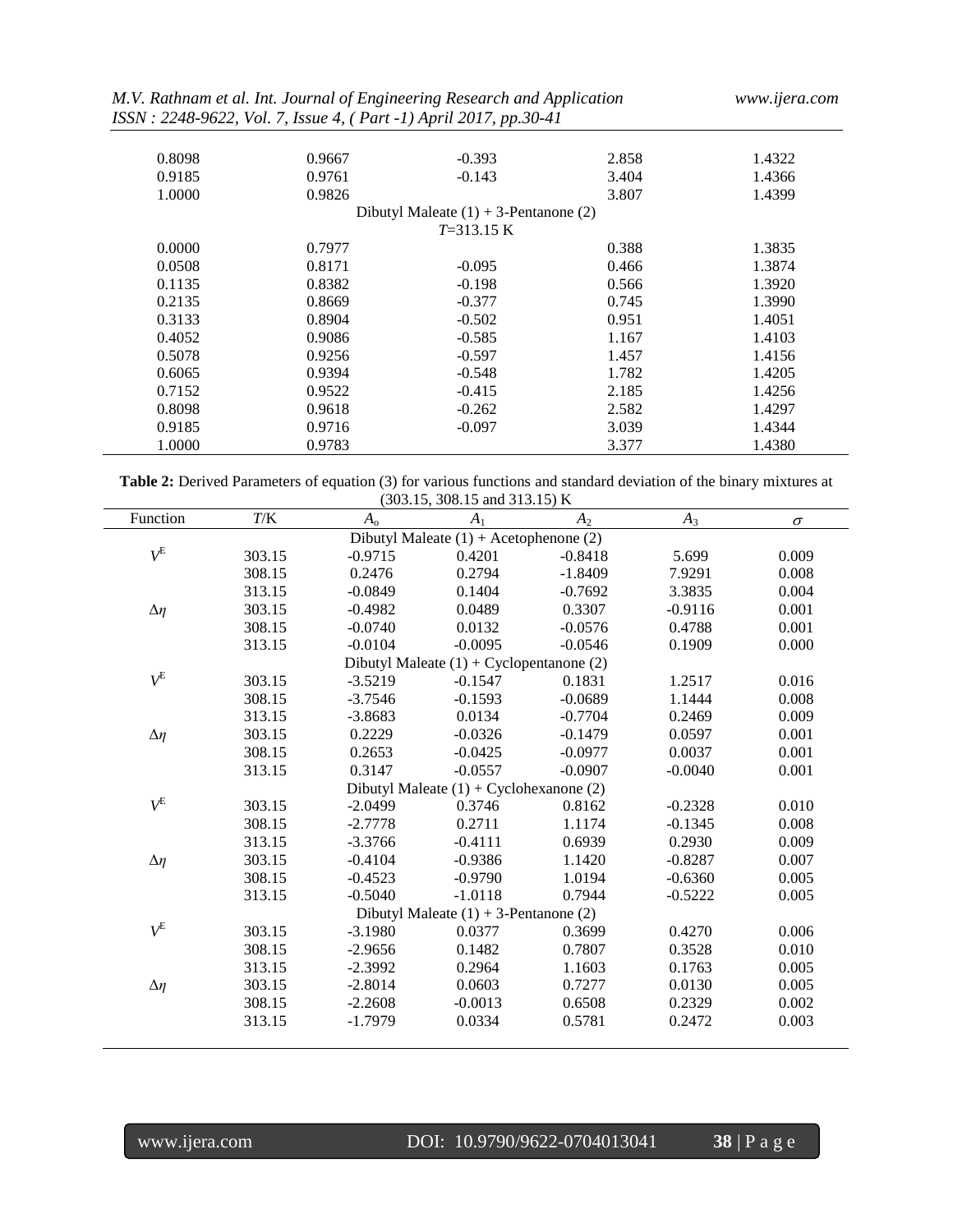| | | | | |
|---|---|---|---|---|
| 0.8098 | 0.9667 | -0.393 | 2.858 | 1.4322 |
| 0.9185 | 0.9761 | -0.143 | 3.404 | 1.4366 |
| 1.0000 | 0.9826 | | 3.807 | 1.4399 |
| | | Dibutyl Maleate (1) + 3-Pentanone (2) | | |
| | | $T$=313.15 K | | |
| 0.0000 | 0.7977 | | 0.388 | 1.3835 |
| 0.0508 | 0.8171 | -0.095 | 0.466 | 1.3874 |
| 0.1135 | 0.8382 | -0.198 | 0.566 | 1.3920 |
| 0.2135 | 0.8669 | -0.377 | 0.745 | 1.3990 |
| 0.3133 | 0.8904 | -0.502 | 0.951 | 1.4051 |
| 0.4052 | 0.9086 | -0.585 | 1.167 | 1.4103 |
| 0.5078 | 0.9256 | -0.597 | 1.457 | 1.4156 |
| 0.6065 | 0.9394 | -0.548 | 1.782 | 1.4205 |
| 0.7152 | 0.9522 | -0.415 | 2.185 | 1.4256 |
| 0.8098 | 0.9618 | -0.262 | 2.582 | 1.4297 |
| 0.9185 | 0.9716 | -0.097 | 3.039 | 1.4344 |
| 1.0000 | 0.9783 | | 3.377 | 1.4380 |

**Table 2:** Derived Parameters of equation (3) for various functions and standard deviation of the binary mixtures at (303.15, 308.15 and 313.15) K

| Function | $T$/K | $A_o$ | $A_1$ | $A_2$ | $A_3$ | $\sigma$ |
|---|---|---|---|---|---|---|
| | | | Dibutyl Maleate (1) + Acetophenone (2) | | | |
| $V^E$ | 303.15 | -0.9715 | 0.4201 | -0.8418 | 5.699 | 0.009 |
| | 308.15 | 0.2476 | 0.2794 | -1.8409 | 7.9291 | 0.008 |
| | 313.15 | -0.0849 | 0.1404 | -0.7692 | 3.3835 | 0.004 |
| $\Delta\eta$ | 303.15 | -0.4982 | 0.0489 | 0.3307 | -0.9116 | 0.001 |
| | 308.15 | -0.0740 | 0.0132 | -0.0576 | 0.4788 | 0.001 |
| | 313.15 | -0.0104 | -0.0095 | -0.0546 | 0.1909 | 0.000 |
| | | | Dibutyl Maleate (1) + Cyclopentanone (2) | | | |
| $V^E$ | 303.15 | -3.5219 | -0.1547 | 0.1831 | 1.2517 | 0.016 |
| | 308.15 | -3.7546 | -0.1593 | -0.0689 | 1.1444 | 0.008 |
| | 313.15 | -3.8683 | 0.0134 | -0.7704 | 0.2469 | 0.009 |
| $\Delta\eta$ | 303.15 | 0.2229 | -0.0326 | -0.1479 | 0.0597 | 0.001 |
| | 308.15 | 0.2653 | -0.0425 | -0.0977 | 0.0037 | 0.001 |
| | 313.15 | 0.3147 | -0.0557 | -0.0907 | -0.0040 | 0.001 |
| | | | Dibutyl Maleate (1) + Cyclohexanone (2) | | | |
| $V^E$ | 303.15 | -2.0499 | 0.3746 | 0.8162 | -0.2328 | 0.010 |
| | 308.15 | -2.7778 | 0.2711 | 1.1174 | -0.1345 | 0.008 |
| | 313.15 | -3.3766 | -0.4111 | 0.6939 | 0.2930 | 0.009 |
| $\Delta\eta$ | 303.15 | -0.4104 | -0.9386 | 1.1420 | -0.8287 | 0.007 |
| | 308.15 | -0.4523 | -0.9790 | 1.0194 | -0.6360 | 0.005 |
| | 313.15 | -0.5040 | -1.0118 | 0.7944 | -0.5222 | 0.005 |
| | | | Dibutyl Maleate (1) + 3-Pentanone (2) | | | |
| $V^E$ | 303.15 | -3.1980 | 0.0377 | 0.3699 | 0.4270 | 0.006 |
| | 308.15 | -2.9656 | 0.1482 | 0.7807 | 0.3528 | 0.010 |
| | 313.15 | -2.3992 | 0.2964 | 1.1603 | 0.1763 | 0.005 |
| $\Delta\eta$ | 303.15 | -2.8014 | 0.0603 | 0.7277 | 0.0130 | 0.005 |
| | 308.15 | -2.2608 | -0.0013 | 0.6508 | 0.2329 | 0.002 |
| | 313.15 | -1.7979 | 0.0334 | 0.5781 | 0.2472 | 0.003 |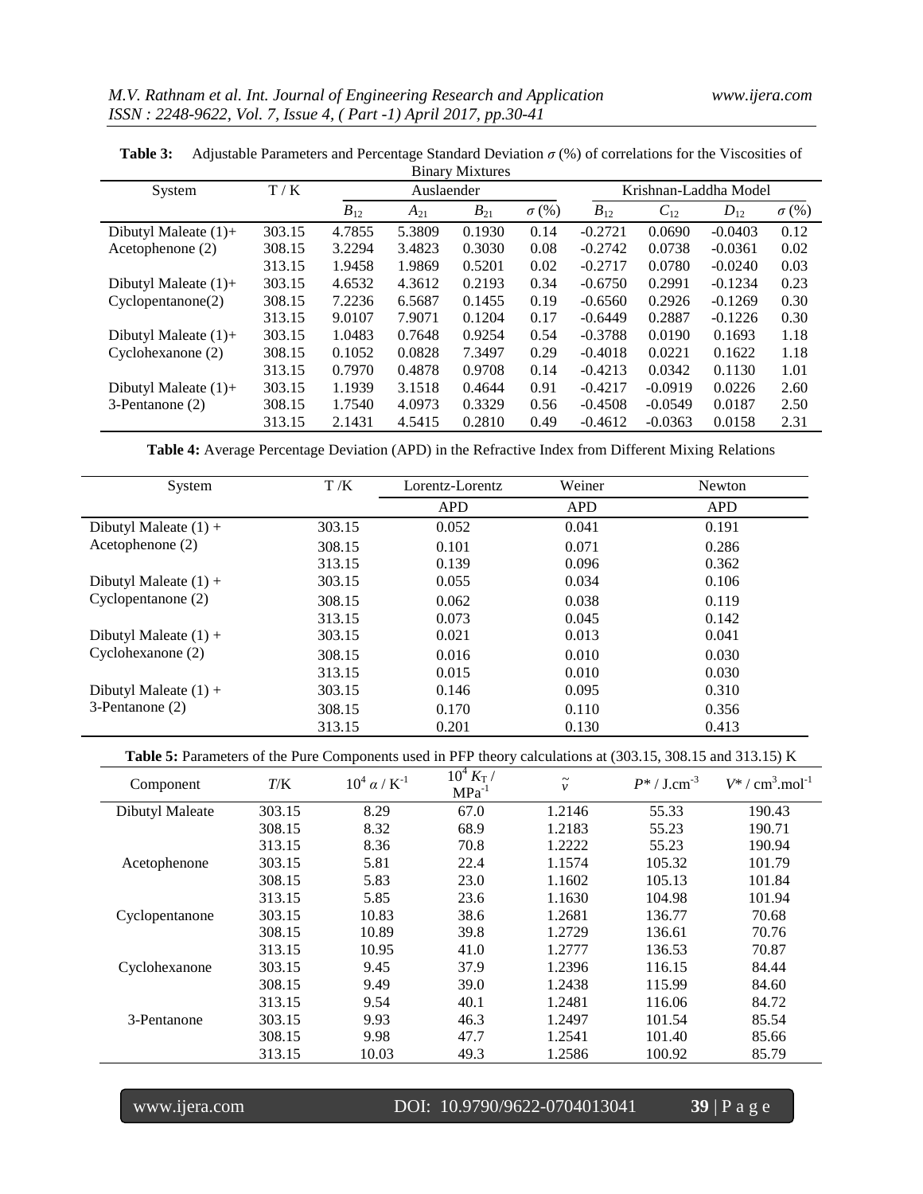**Table 3:** Adjustable Parameters and Percentage Standard Deviation $\sigma$ (%) of correlations for the Viscosities of Binary Mixtures

| System | T / K | Auslaender | | | | Krishnan-Laddha Model | | | |
|---|---|---|---|---|---|---|---|---|---|
| | | $B_{12}$ | $A_{21}$ | $B_{21}$ | $\sigma$ (%) | $B_{12}$ | $C_{12}$ | $D_{12}$ | $\sigma$ (%) |
| Dibutyl Maleate (1)+ | 303.15 | 4.7855 | 5.3809 | 0.1930 | 0.14 | -0.2721 | 0.0690 | -0.0403 | 0.12 |
| Acetophenone (2) | 308.15 | 3.2294 | 3.4823 | 0.3030 | 0.08 | -0.2742 | 0.0738 | -0.0361 | 0.02 |
| | 313.15 | 1.9458 | 1.9869 | 0.5201 | 0.02 | -0.2717 | 0.0780 | -0.0240 | 0.03 |
| Dibutyl Maleate (1)+ | 303.15 | 4.6532 | 4.3612 | 0.2193 | 0.34 | -0.6750 | 0.2991 | -0.1234 | 0.23 |
| Cyclopentanone(2) | 308.15 | 7.2236 | 6.5687 | 0.1455 | 0.19 | -0.6560 | 0.2926 | -0.1269 | 0.30 |
| | 313.15 | 9.0107 | 7.9071 | 0.1204 | 0.17 | -0.6449 | 0.2887 | -0.1226 | 0.30 |
| Dibutyl Maleate (1)+ | 303.15 | 1.0483 | 0.7648 | 0.9254 | 0.54 | -0.3788 | 0.0190 | 0.1693 | 1.18 |
| Cyclohexanone (2) | 308.15 | 0.1052 | 0.0828 | 7.3497 | 0.29 | -0.4018 | 0.0221 | 0.1622 | 1.18 |
| | 313.15 | 0.7970 | 0.4878 | 0.9708 | 0.14 | -0.4213 | 0.0342 | 0.1130 | 1.01 |
| Dibutyl Maleate (1)+ | 303.15 | 1.1939 | 3.1518 | 0.4644 | 0.91 | -0.4217 | -0.0919 | 0.0226 | 2.60 |
| 3-Pentanone (2) | 308.15 | 1.7540 | 4.0973 | 0.3329 | 0.56 | -0.4508 | -0.0549 | 0.0187 | 2.50 |
| | 313.15 | 2.1431 | 4.5415 | 0.2810 | 0.49 | -0.4612 | -0.0363 | 0.0158 | 2.31 |

**Table 4:** Average Percentage Deviation (APD) in the Refractive Index from Different Mixing Relations

| System | T /K | Lorentz-Lorentz | Weiner | Newton |
|---|---|---|---|---|
| | | APD | APD | APD |
| Dibutyl Maleate (1) + | 303.15 | 0.052 | 0.041 | 0.191 |
| Acetophenone (2) | 308.15 | 0.101 | 0.071 | 0.286 |
| | 313.15 | 0.139 | 0.096 | 0.362 |
| Dibutyl Maleate (1) + | 303.15 | 0.055 | 0.034 | 0.106 |
| Cyclopentanone (2) | 308.15 | 0.062 | 0.038 | 0.119 |
| | 313.15 | 0.073 | 0.045 | 0.142 |
| Dibutyl Maleate (1) + | 303.15 | 0.021 | 0.013 | 0.041 |
| Cyclohexanone (2) | 308.15 | 0.016 | 0.010 | 0.030 |
| | 313.15 | 0.015 | 0.010 | 0.030 |
| Dibutyl Maleate (1) + | 303.15 | 0.146 | 0.095 | 0.310 |
| 3-Pentanone (2) | 308.15 | 0.170 | 0.110 | 0.356 |
| | 313.15 | 0.201 | 0.130 | 0.413 |

**Table 5:** Parameters of the Pure Components used in PFP theory calculations at (303.15, 308.15 and 313.15) K

| Component | $T$/K | $10^4\ \alpha$ / K$^{-1}$ | $10^4\ K_T$ / MPa$^{-1}$ | $\tilde{v}$ | $P^*$ / J.cm$^{-3}$ | $V^*$ / cm$^3$.mol$^{-1}$ |
|---|---|---|---|---|---|---|
| Dibutyl Maleate | 303.15 | 8.29 | 67.0 | 1.2146 | 55.33 | 190.43 |
| | 308.15 | 8.32 | 68.9 | 1.2183 | 55.23 | 190.71 |
| | 313.15 | 8.36 | 70.8 | 1.2222 | 55.23 | 190.94 |
| Acetophenone | 303.15 | 5.81 | 22.4 | 1.1574 | 105.32 | 101.79 |
| | 308.15 | 5.83 | 23.0 | 1.1602 | 105.13 | 101.84 |
| | 313.15 | 5.85 | 23.6 | 1.1630 | 104.98 | 101.94 |
| Cyclopentanone | 303.15 | 10.83 | 38.6 | 1.2681 | 136.77 | 70.68 |
| | 308.15 | 10.89 | 39.8 | 1.2729 | 136.61 | 70.76 |
| | 313.15 | 10.95 | 41.0 | 1.2777 | 136.53 | 70.87 |
| Cyclohexanone | 303.15 | 9.45 | 37.9 | 1.2396 | 116.15 | 84.44 |
| | 308.15 | 9.49 | 39.0 | 1.2438 | 115.99 | 84.60 |
| | 313.15 | 9.54 | 40.1 | 1.2481 | 116.06 | 84.72 |
| 3-Pentanone | 303.15 | 9.93 | 46.3 | 1.2497 | 101.54 | 85.54 |
| | 308.15 | 9.98 | 47.7 | 1.2541 | 101.40 | 85.66 |
| | 313.15 | 10.03 | 49.3 | 1.2586 | 100.92 | 85.79 |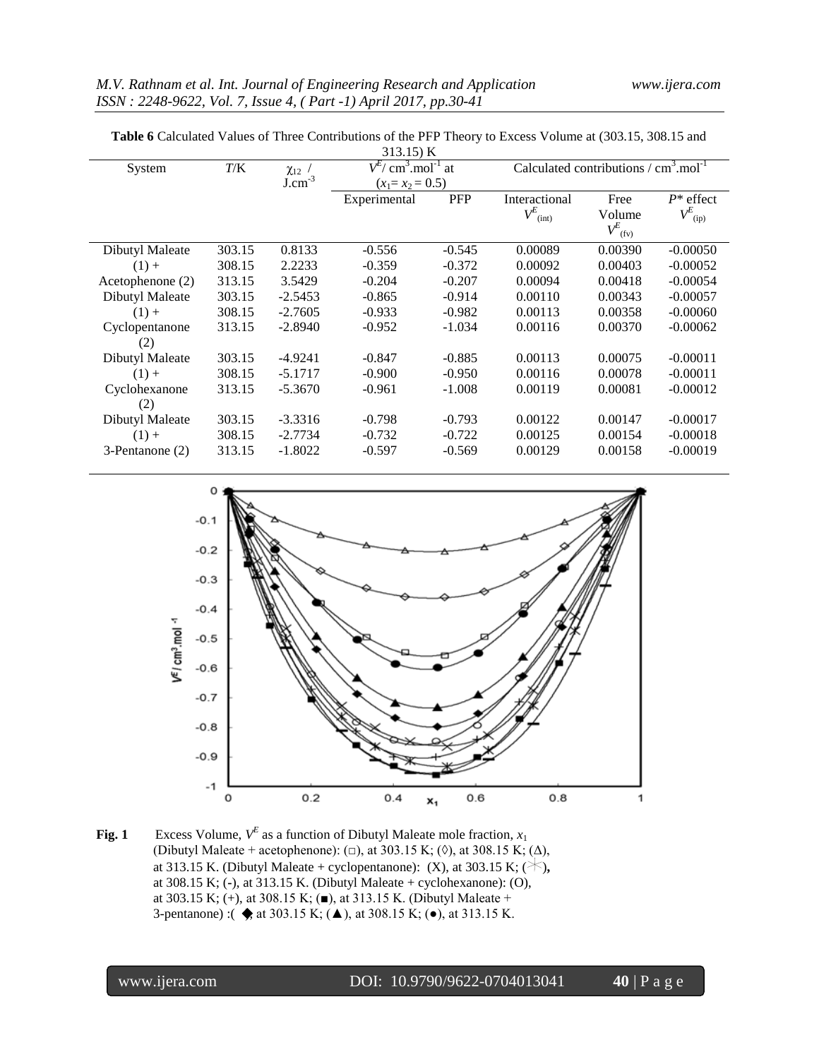**Table 6** Calculated Values of Three Contributions of the PFP Theory to Excess Volume at (303.15, 308.15 and 313.15) K

| System | $T$/K | $\chi_{12}$ / $J.cm^{-3}$ | $V^E$/ $cm^3.mol^{-1}$ at ($x_1 = x_2 = 0.5$) | | Calculated contributions / $cm^3.mol^{-1}$ | | |
|---|---|---|---|---|---|---|---|
| | | | Experimental | PFP | Interactional $V^E_{(int)}$ | Free Volume $V^E_{(fv)}$ | $P^*$ effect $V^E_{(ip)}$ |
| Dibutyl Maleate | 303.15 | 0.8133 | -0.556 | -0.545 | 0.00089 | 0.00390 | -0.00050 |
| (1) + | 308.15 | 2.2233 | -0.359 | -0.372 | 0.00092 | 0.00403 | -0.00052 |
| Acetophenone (2) | 313.15 | 3.5429 | -0.204 | -0.207 | 0.00094 | 0.00418 | -0.00054 |
| Dibutyl Maleate | 303.15 | -2.5453 | -0.865 | -0.914 | 0.00110 | 0.00343 | -0.00057 |
| (1) + | 308.15 | -2.7605 | -0.933 | -0.982 | 0.00113 | 0.00358 | -0.00060 |
| Cyclopentanone (2) | 313.15 | -2.8940 | -0.952 | -1.034 | 0.00116 | 0.00370 | -0.00062 |
| Dibutyl Maleate | 303.15 | -4.9241 | -0.847 | -0.885 | 0.00113 | 0.00075 | -0.00011 |
| (1) + | 308.15 | -5.1717 | -0.900 | -0.950 | 0.00116 | 0.00078 | -0.00011 |
| Cyclohexanone (2) | 313.15 | -5.3670 | -0.961 | -1.008 | 0.00119 | 0.00081 | -0.00012 |
| Dibutyl Maleate | 303.15 | -3.3316 | -0.798 | -0.793 | 0.00122 | 0.00147 | -0.00017 |
| (1) + | 308.15 | -2.7734 | -0.732 | -0.722 | 0.00125 | 0.00154 | -0.00018 |
| 3-Pentanone (2) | 313.15 | -1.8022 | -0.597 | -0.569 | 0.00129 | 0.00158 | -0.00019 |

**Fig. 1** Excess Volume, $V^E$ as a function of Dibutyl Maleate mole fraction, $x_1$ (Dibutyl Maleate + acetophenone): (□), at 303.15 K; (◊), at 308.15 K; (Δ), at 313.15 K. (Dibutyl Maleate + cyclopentanone): (X), at 303.15 K; (✳), at 308.15 K; (-), at 313.15 K. (Dibutyl Maleate + cyclohexanone): (O), at 303.15 K; (+), at 308.15 K; (■), at 313.15 K. (Dibutyl Maleate + 3-pentanone) :( ◆, at 303.15 K; (▲), at 308.15 K; (●), at 313.15 K.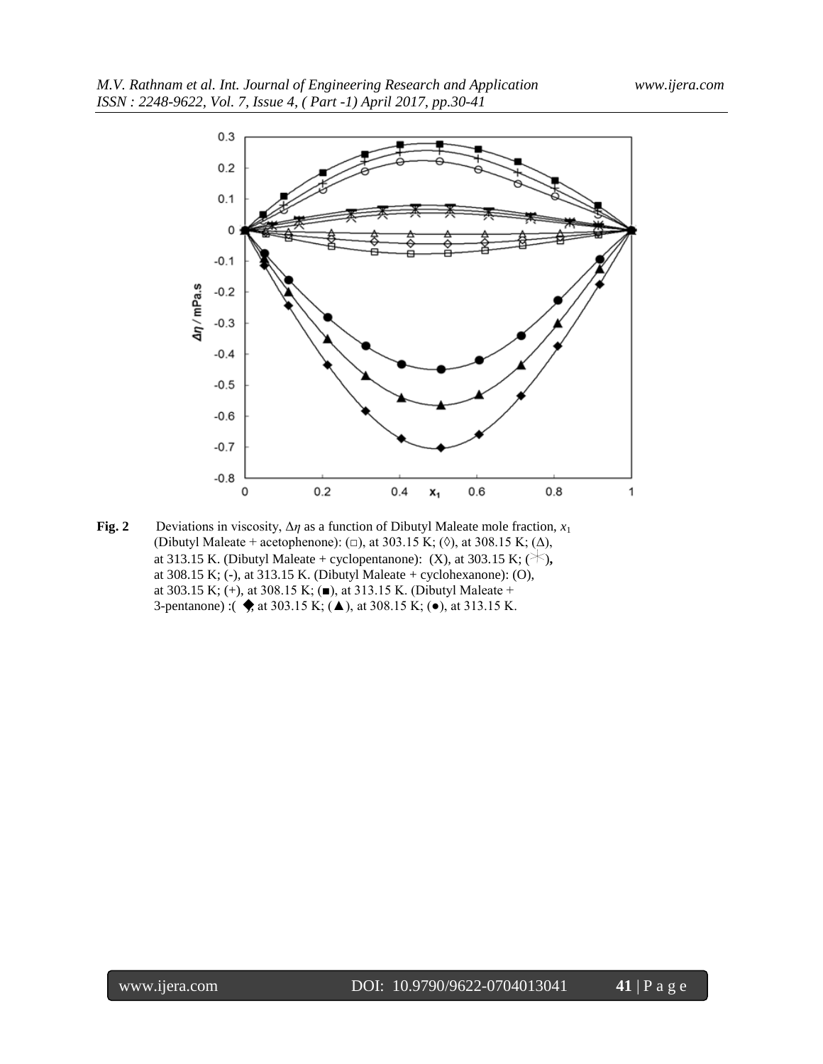0.3
0.2
0.1
0
-0.1
-0.2
-0.3
-0.4
-0.5
-0.6
-0.7
-0.8

$\Delta\eta$ / mPa.s

0
0.2
0.4
$x_1$
0.6
0.8
1

**Fig. 2** Deviations in viscosity, $\Delta\eta$ as a function of Dibutyl Maleate mole fraction, $x_1$ (Dibutyl Maleate + acetophenone): (□), at 303.15 K; (◊), at 308.15 K; (Δ), at 313.15 K. (Dibutyl Maleate + cyclopentanone): (X), at 303.15 K; (✳), at 308.15 K; (-), at 313.15 K. (Dibutyl Maleate + cyclohexanone): (O), at 303.15 K; (+), at 308.15 K; (■), at 313.15 K. (Dibutyl Maleate + 3-pentanone) :( ◆, at 303.15 K; (▲), at 308.15 K; (●), at 313.15 K.